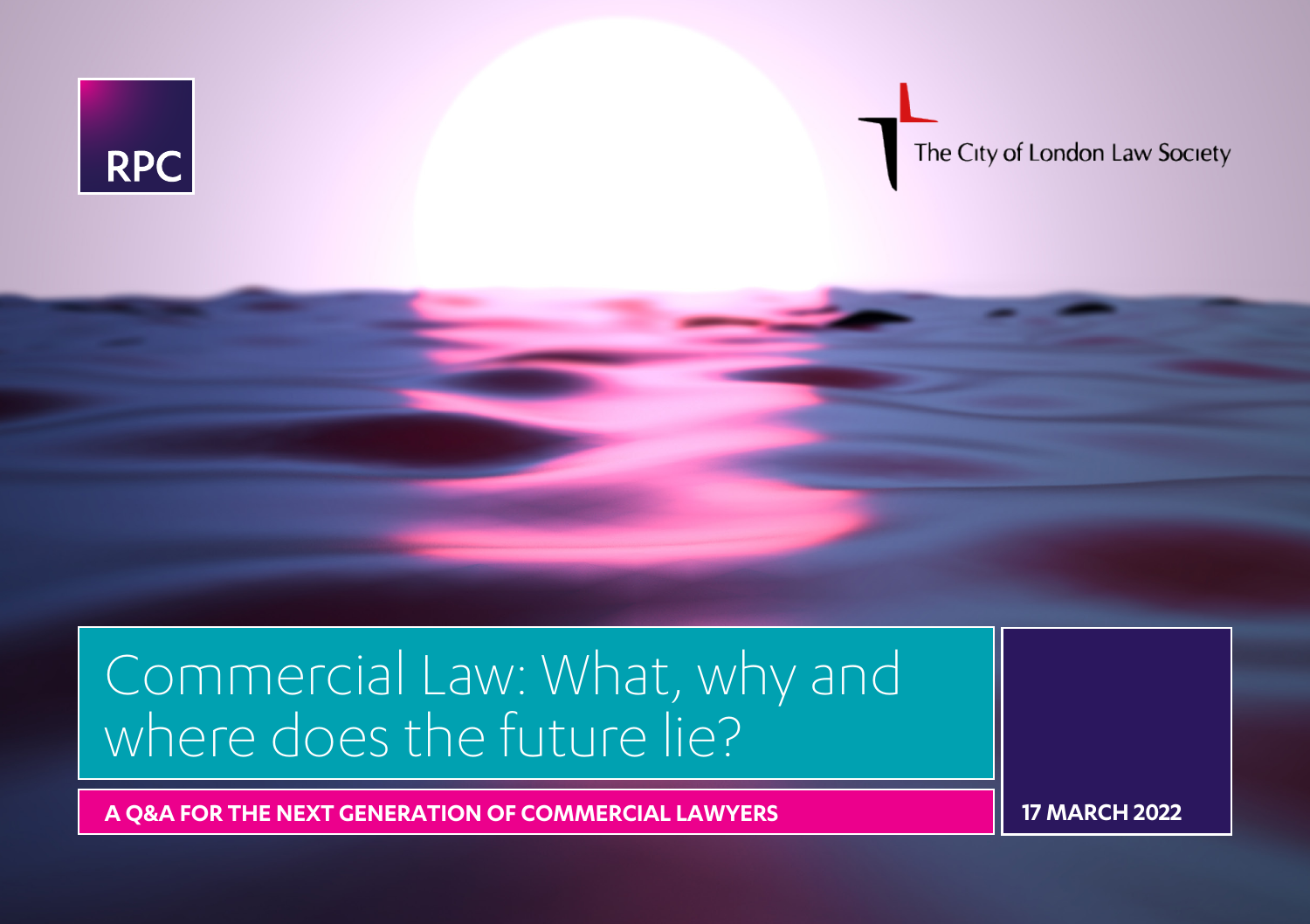RPC

The City of London Law Society

# Commercial Law: What, why and where does the future lie?

**A Q&A FOR THE NEXT GENERATION OF COMMERCIAL LAWYERS**

**17 MARCH 2022**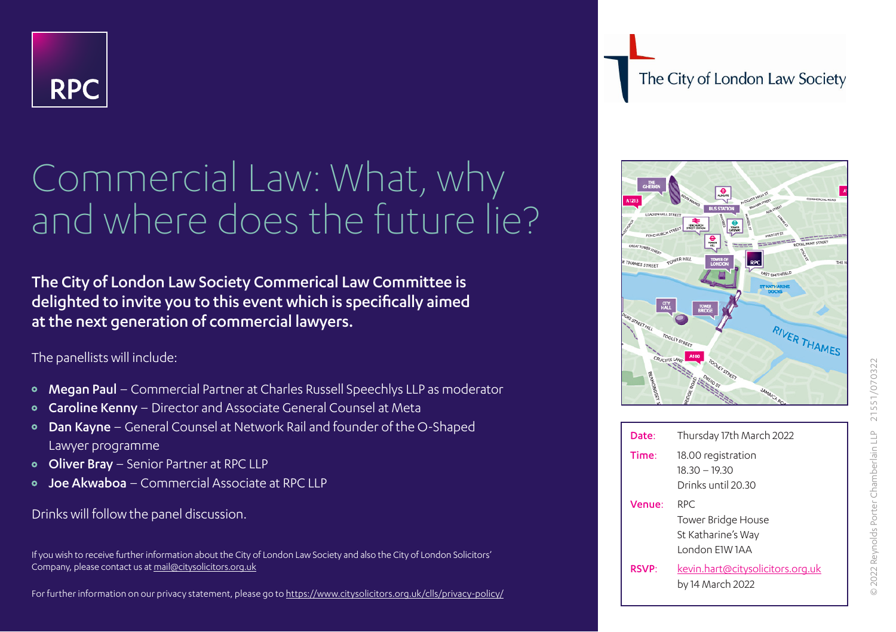RPC

The City of London Law Society

# Commercial Law: What, why and where does the future lie?

**The City of London Law Society Commerical Law Committee is delighted to invite you to this event which is specifically aimed at the next generation of commercial lawyers.**

The panellists will include:

- **Megan Paul** – Commercial Partner at Charles Russell Speechlys LLP as moderator
- **Caroline Kenny** – Director and Associate General Counsel at Meta
- **Dan Kayne** – General Counsel at Network Rail and founder of the O-Shaped Lawyer programme
- **Oliver Bray** – Senior Partner at RPC LLP
- **Joe Akwaboa** – Commercial Associate at RPC LLP

Drinks will follow the panel discussion.

If you wish to receive further information about the City of London Law Society and also the City of London Solicitors' Company, please contact us at mail@citysolicitors.org.uk

For further information on our privacy statement, please go to https://www.citysolicitors.org.uk/clls/privacy-policy/

| | |
|---|---|
| **Date:** | Thursday 17th March 2022 |
| **Time:** | 18.00 registration<br>18.30 – 19.30<br>Drinks until 20.30 |
| **Venue:** | RPC<br>Tower Bridge House<br>St Katharine's Way<br>London E1W 1AA |
| **RSVP:** | kevin.hart@citysolicitors.org.uk<br>by 14 March 2022 |

© 2022 Reynolds Porter Chamberlain LLP 21551/070322